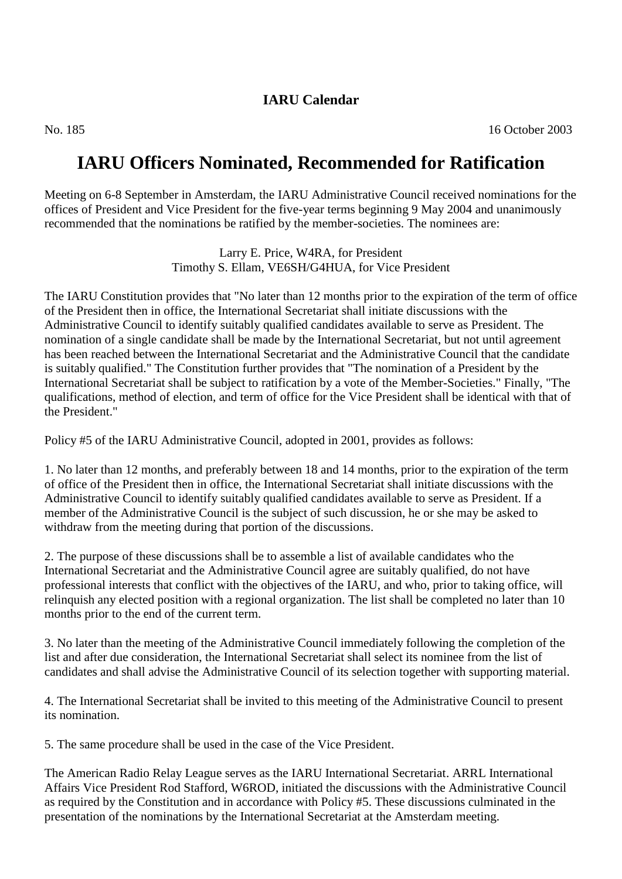**IARU Calendar**

No. 185 16 October 2003

# IARU Officers Nominated, Recommended for Ratification

Meeting on 6-8 September in Amsterdam, the IARU Administrative Council received nominations for the offices of President and Vice President for the five-year terms beginning 9 May 2004 and unanimously recommended that the nominations be ratified by the member-societies. The nominees are:

Larry E. Price, W4RA, for President
Timothy S. Ellam, VE6SH/G4HUA, for Vice President

The IARU Constitution provides that "No later than 12 months prior to the expiration of the term of office of the President then in office, the International Secretariat shall initiate discussions with the Administrative Council to identify suitably qualified candidates available to serve as President. The nomination of a single candidate shall be made by the International Secretariat, but not until agreement has been reached between the International Secretariat and the Administrative Council that the candidate is suitably qualified." The Constitution further provides that "The nomination of a President by the International Secretariat shall be subject to ratification by a vote of the Member-Societies." Finally, "The qualifications, method of election, and term of office for the Vice President shall be identical with that of the President."

Policy #5 of the IARU Administrative Council, adopted in 2001, provides as follows:

1. No later than 12 months, and preferably between 18 and 14 months, prior to the expiration of the term of office of the President then in office, the International Secretariat shall initiate discussions with the Administrative Council to identify suitably qualified candidates available to serve as President. If a member of the Administrative Council is the subject of such discussion, he or she may be asked to withdraw from the meeting during that portion of the discussions.

2. The purpose of these discussions shall be to assemble a list of available candidates who the International Secretariat and the Administrative Council agree are suitably qualified, do not have professional interests that conflict with the objectives of the IARU, and who, prior to taking office, will relinquish any elected position with a regional organization. The list shall be completed no later than 10 months prior to the end of the current term.

3. No later than the meeting of the Administrative Council immediately following the completion of the list and after due consideration, the International Secretariat shall select its nominee from the list of candidates and shall advise the Administrative Council of its selection together with supporting material.

4. The International Secretariat shall be invited to this meeting of the Administrative Council to present its nomination.

5. The same procedure shall be used in the case of the Vice President.

The American Radio Relay League serves as the IARU International Secretariat. ARRL International Affairs Vice President Rod Stafford, W6ROD, initiated the discussions with the Administrative Council as required by the Constitution and in accordance with Policy #5. These discussions culminated in the presentation of the nominations by the International Secretariat at the Amsterdam meeting.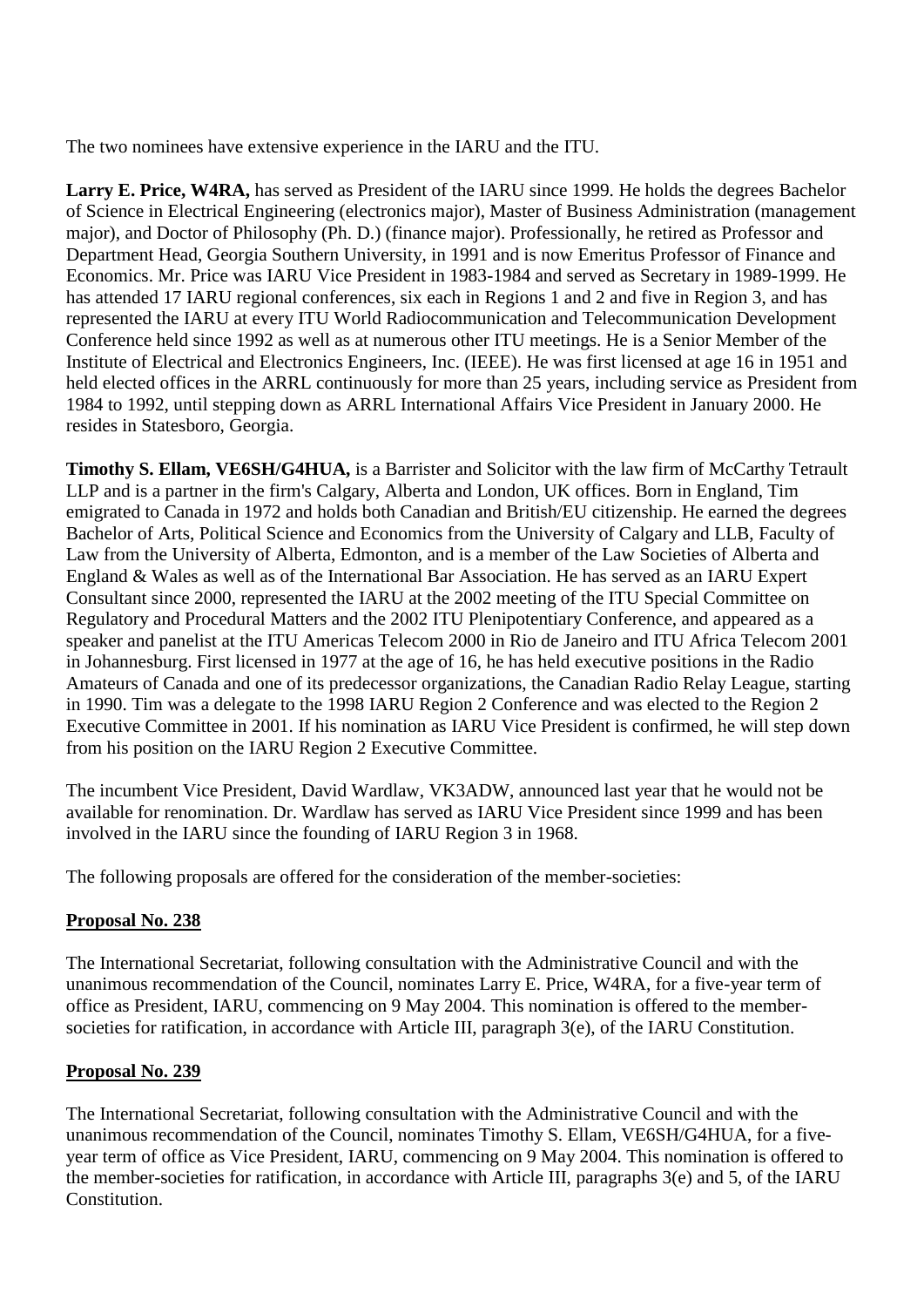The two nominees have extensive experience in the IARU and the ITU.

**Larry E. Price, W4RA,** has served as President of the IARU since 1999. He holds the degrees Bachelor of Science in Electrical Engineering (electronics major), Master of Business Administration (management major), and Doctor of Philosophy (Ph. D.) (finance major). Professionally, he retired as Professor and Department Head, Georgia Southern University, in 1991 and is now Emeritus Professor of Finance and Economics. Mr. Price was IARU Vice President in 1983-1984 and served as Secretary in 1989-1999. He has attended 17 IARU regional conferences, six each in Regions 1 and 2 and five in Region 3, and has represented the IARU at every ITU World Radiocommunication and Telecommunication Development Conference held since 1992 as well as at numerous other ITU meetings. He is a Senior Member of the Institute of Electrical and Electronics Engineers, Inc. (IEEE). He was first licensed at age 16 in 1951 and held elected offices in the ARRL continuously for more than 25 years, including service as President from 1984 to 1992, until stepping down as ARRL International Affairs Vice President in January 2000. He resides in Statesboro, Georgia.

**Timothy S. Ellam, VE6SH/G4HUA,** is a Barrister and Solicitor with the law firm of McCarthy Tetrault LLP and is a partner in the firm's Calgary, Alberta and London, UK offices. Born in England, Tim emigrated to Canada in 1972 and holds both Canadian and British/EU citizenship. He earned the degrees Bachelor of Arts, Political Science and Economics from the University of Calgary and LLB, Faculty of Law from the University of Alberta, Edmonton, and is a member of the Law Societies of Alberta and England & Wales as well as of the International Bar Association. He has served as an IARU Expert Consultant since 2000, represented the IARU at the 2002 meeting of the ITU Special Committee on Regulatory and Procedural Matters and the 2002 ITU Plenipotentiary Conference, and appeared as a speaker and panelist at the ITU Americas Telecom 2000 in Rio de Janeiro and ITU Africa Telecom 2001 in Johannesburg. First licensed in 1977 at the age of 16, he has held executive positions in the Radio Amateurs of Canada and one of its predecessor organizations, the Canadian Radio Relay League, starting in 1990. Tim was a delegate to the 1998 IARU Region 2 Conference and was elected to the Region 2 Executive Committee in 2001. If his nomination as IARU Vice President is confirmed, he will step down from his position on the IARU Region 2 Executive Committee.

The incumbent Vice President, David Wardlaw, VK3ADW, announced last year that he would not be available for renomination. Dr. Wardlaw has served as IARU Vice President since 1999 and has been involved in the IARU since the founding of IARU Region 3 in 1968.

The following proposals are offered for the consideration of the member-societies:

**Proposal No. 238**

The International Secretariat, following consultation with the Administrative Council and with the unanimous recommendation of the Council, nominates Larry E. Price, W4RA, for a five-year term of office as President, IARU, commencing on 9 May 2004. This nomination is offered to the member-societies for ratification, in accordance with Article III, paragraph 3(e), of the IARU Constitution.

**Proposal No. 239**

The International Secretariat, following consultation with the Administrative Council and with the unanimous recommendation of the Council, nominates Timothy S. Ellam, VE6SH/G4HUA, for a five-year term of office as Vice President, IARU, commencing on 9 May 2004. This nomination is offered to the member-societies for ratification, in accordance with Article III, paragraphs 3(e) and 5, of the IARU Constitution.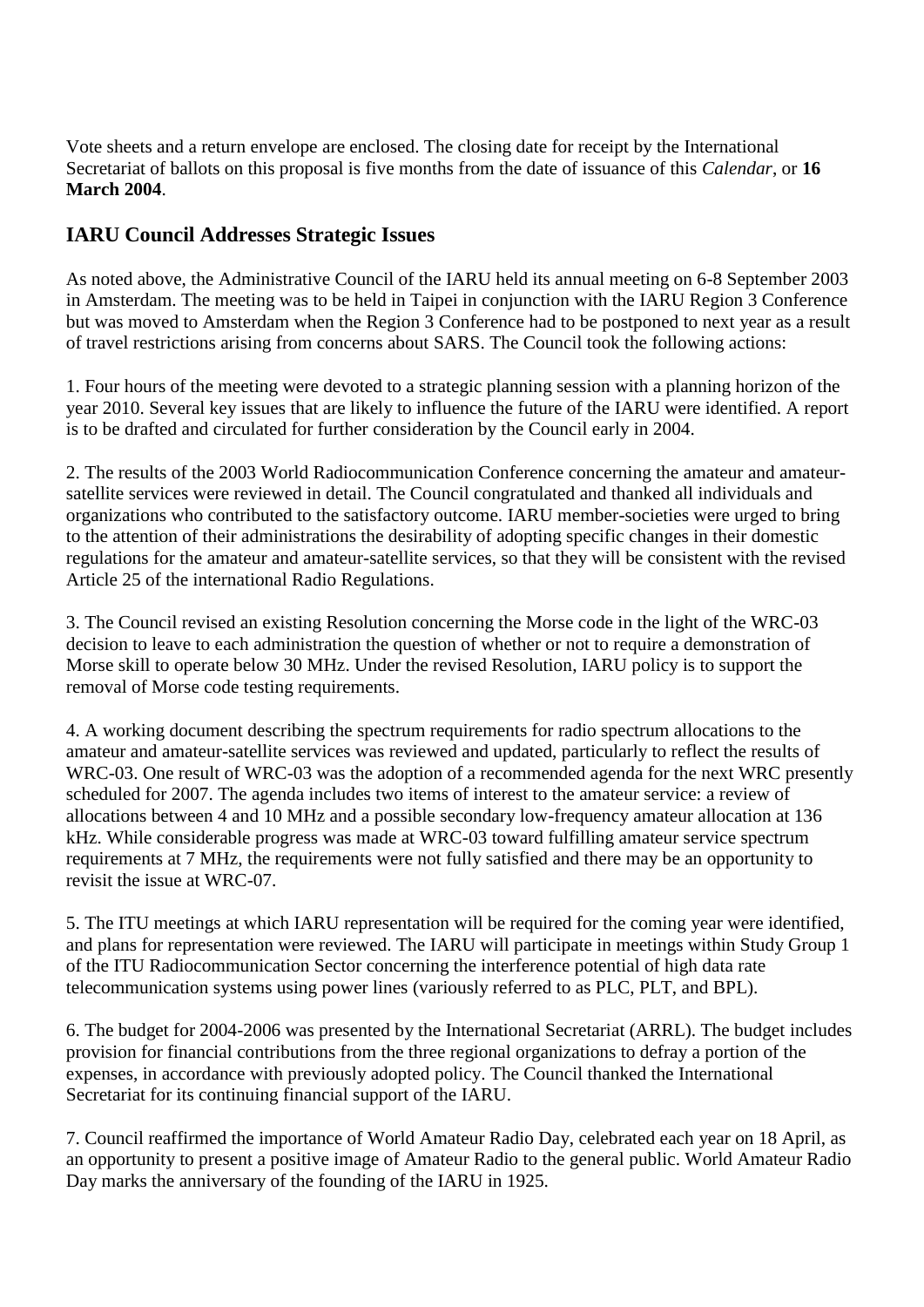Vote sheets and a return envelope are enclosed. The closing date for receipt by the International Secretariat of ballots on this proposal is five months from the date of issuance of this *Calendar*, or **16 March 2004**.

## IARU Council Addresses Strategic Issues

As noted above, the Administrative Council of the IARU held its annual meeting on 6-8 September 2003 in Amsterdam. The meeting was to be held in Taipei in conjunction with the IARU Region 3 Conference but was moved to Amsterdam when the Region 3 Conference had to be postponed to next year as a result of travel restrictions arising from concerns about SARS. The Council took the following actions:

1. Four hours of the meeting were devoted to a strategic planning session with a planning horizon of the year 2010. Several key issues that are likely to influence the future of the IARU were identified. A report is to be drafted and circulated for further consideration by the Council early in 2004.

2. The results of the 2003 World Radiocommunication Conference concerning the amateur and amateur-satellite services were reviewed in detail. The Council congratulated and thanked all individuals and organizations who contributed to the satisfactory outcome. IARU member-societies were urged to bring to the attention of their administrations the desirability of adopting specific changes in their domestic regulations for the amateur and amateur-satellite services, so that they will be consistent with the revised Article 25 of the international Radio Regulations.

3. The Council revised an existing Resolution concerning the Morse code in the light of the WRC-03 decision to leave to each administration the question of whether or not to require a demonstration of Morse skill to operate below 30 MHz. Under the revised Resolution, IARU policy is to support the removal of Morse code testing requirements.

4. A working document describing the spectrum requirements for radio spectrum allocations to the amateur and amateur-satellite services was reviewed and updated, particularly to reflect the results of WRC-03. One result of WRC-03 was the adoption of a recommended agenda for the next WRC presently scheduled for 2007. The agenda includes two items of interest to the amateur service: a review of allocations between 4 and 10 MHz and a possible secondary low-frequency amateur allocation at 136 kHz. While considerable progress was made at WRC-03 toward fulfilling amateur service spectrum requirements at 7 MHz, the requirements were not fully satisfied and there may be an opportunity to revisit the issue at WRC-07.

5. The ITU meetings at which IARU representation will be required for the coming year were identified, and plans for representation were reviewed. The IARU will participate in meetings within Study Group 1 of the ITU Radiocommunication Sector concerning the interference potential of high data rate telecommunication systems using power lines (variously referred to as PLC, PLT, and BPL).

6. The budget for 2004-2006 was presented by the International Secretariat (ARRL). The budget includes provision for financial contributions from the three regional organizations to defray a portion of the expenses, in accordance with previously adopted policy. The Council thanked the International Secretariat for its continuing financial support of the IARU.

7. Council reaffirmed the importance of World Amateur Radio Day, celebrated each year on 18 April, as an opportunity to present a positive image of Amateur Radio to the general public. World Amateur Radio Day marks the anniversary of the founding of the IARU in 1925.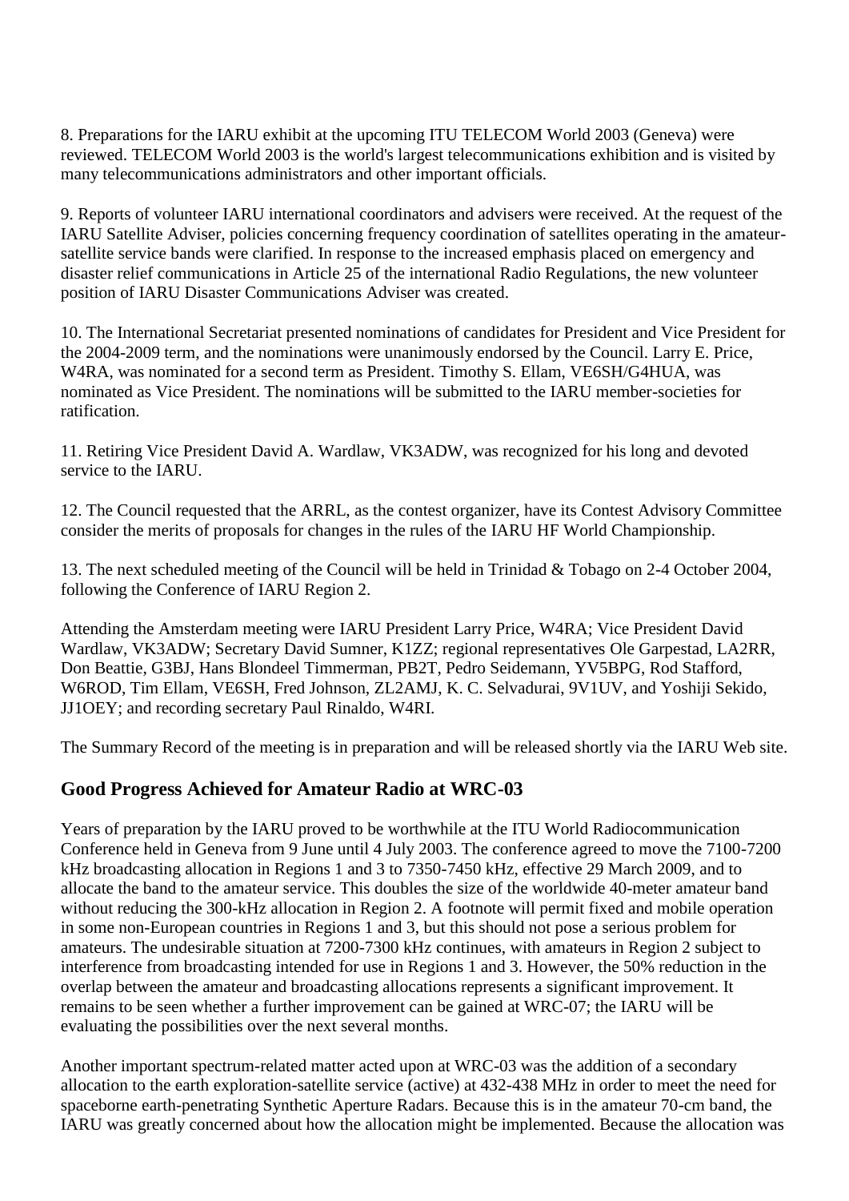8. Preparations for the IARU exhibit at the upcoming ITU TELECOM World 2003 (Geneva) were reviewed. TELECOM World 2003 is the world's largest telecommunications exhibition and is visited by many telecommunications administrators and other important officials.

9. Reports of volunteer IARU international coordinators and advisers were received. At the request of the IARU Satellite Adviser, policies concerning frequency coordination of satellites operating in the amateur-satellite service bands were clarified. In response to the increased emphasis placed on emergency and disaster relief communications in Article 25 of the international Radio Regulations, the new volunteer position of IARU Disaster Communications Adviser was created.

10. The International Secretariat presented nominations of candidates for President and Vice President for the 2004-2009 term, and the nominations were unanimously endorsed by the Council. Larry E. Price, W4RA, was nominated for a second term as President. Timothy S. Ellam, VE6SH/G4HUA, was nominated as Vice President. The nominations will be submitted to the IARU member-societies for ratification.

11. Retiring Vice President David A. Wardlaw, VK3ADW, was recognized for his long and devoted service to the IARU.

12. The Council requested that the ARRL, as the contest organizer, have its Contest Advisory Committee consider the merits of proposals for changes in the rules of the IARU HF World Championship.

13. The next scheduled meeting of the Council will be held in Trinidad & Tobago on 2-4 October 2004, following the Conference of IARU Region 2.

Attending the Amsterdam meeting were IARU President Larry Price, W4RA; Vice President David Wardlaw, VK3ADW; Secretary David Sumner, K1ZZ; regional representatives Ole Garpestad, LA2RR, Don Beattie, G3BJ, Hans Blondeel Timmerman, PB2T, Pedro Seidemann, YV5BPG, Rod Stafford, W6ROD, Tim Ellam, VE6SH, Fred Johnson, ZL2AMJ, K. C. Selvadurai, 9V1UV, and Yoshiji Sekido, JJ1OEY; and recording secretary Paul Rinaldo, W4RI.

The Summary Record of the meeting is in preparation and will be released shortly via the IARU Web site.

## Good Progress Achieved for Amateur Radio at WRC-03

Years of preparation by the IARU proved to be worthwhile at the ITU World Radiocommunication Conference held in Geneva from 9 June until 4 July 2003. The conference agreed to move the 7100-7200 kHz broadcasting allocation in Regions 1 and 3 to 7350-7450 kHz, effective 29 March 2009, and to allocate the band to the amateur service. This doubles the size of the worldwide 40-meter amateur band without reducing the 300-kHz allocation in Region 2. A footnote will permit fixed and mobile operation in some non-European countries in Regions 1 and 3, but this should not pose a serious problem for amateurs. The undesirable situation at 7200-7300 kHz continues, with amateurs in Region 2 subject to interference from broadcasting intended for use in Regions 1 and 3. However, the 50% reduction in the overlap between the amateur and broadcasting allocations represents a significant improvement. It remains to be seen whether a further improvement can be gained at WRC-07; the IARU will be evaluating the possibilities over the next several months.

Another important spectrum-related matter acted upon at WRC-03 was the addition of a secondary allocation to the earth exploration-satellite service (active) at 432-438 MHz in order to meet the need for spaceborne earth-penetrating Synthetic Aperture Radars. Because this is in the amateur 70-cm band, the IARU was greatly concerned about how the allocation might be implemented. Because the allocation was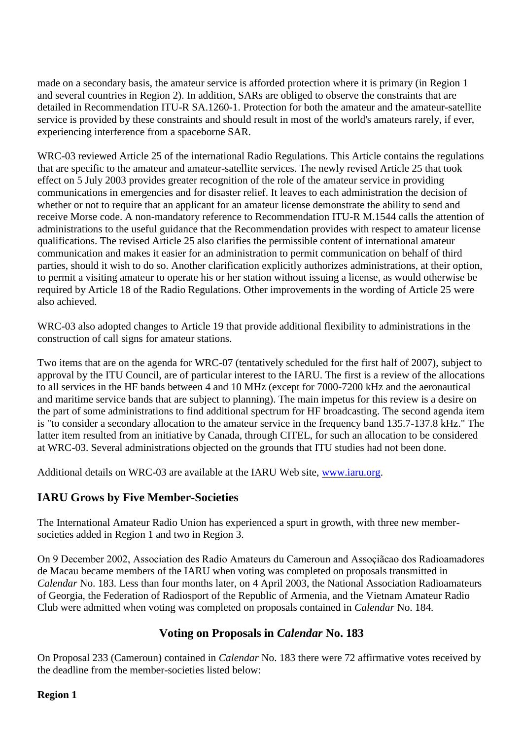made on a secondary basis, the amateur service is afforded protection where it is primary (in Region 1 and several countries in Region 2). In addition, SARs are obliged to observe the constraints that are detailed in Recommendation ITU-R SA.1260-1. Protection for both the amateur and the amateur-satellite service is provided by these constraints and should result in most of the world's amateurs rarely, if ever, experiencing interference from a spaceborne SAR.

WRC-03 reviewed Article 25 of the international Radio Regulations. This Article contains the regulations that are specific to the amateur and amateur-satellite services. The newly revised Article 25 that took effect on 5 July 2003 provides greater recognition of the role of the amateur service in providing communications in emergencies and for disaster relief. It leaves to each administration the decision of whether or not to require that an applicant for an amateur license demonstrate the ability to send and receive Morse code. A non-mandatory reference to Recommendation ITU-R M.1544 calls the attention of administrations to the useful guidance that the Recommendation provides with respect to amateur license qualifications. The revised Article 25 also clarifies the permissible content of international amateur communication and makes it easier for an administration to permit communication on behalf of third parties, should it wish to do so. Another clarification explicitly authorizes administrations, at their option, to permit a visiting amateur to operate his or her station without issuing a license, as would otherwise be required by Article 18 of the Radio Regulations. Other improvements in the wording of Article 25 were also achieved.

WRC-03 also adopted changes to Article 19 that provide additional flexibility to administrations in the construction of call signs for amateur stations.

Two items that are on the agenda for WRC-07 (tentatively scheduled for the first half of 2007), subject to approval by the ITU Council, are of particular interest to the IARU. The first is a review of the allocations to all services in the HF bands between 4 and 10 MHz (except for 7000-7200 kHz and the aeronautical and maritime service bands that are subject to planning). The main impetus for this review is a desire on the part of some administrations to find additional spectrum for HF broadcasting. The second agenda item is "to consider a secondary allocation to the amateur service in the frequency band 135.7-137.8 kHz." The latter item resulted from an initiative by Canada, through CITEL, for such an allocation to be considered at WRC-03. Several administrations objected on the grounds that ITU studies had not been done.

Additional details on WRC-03 are available at the IARU Web site, [www.iaru.org](http://www.iaru.org).

## IARU Grows by Five Member-Societies

The International Amateur Radio Union has experienced a spurt in growth, with three new member-societies added in Region 1 and two in Region 3.

On 9 December 2002, Association des Radio Amateurs du Cameroun and Assoçiãcao dos Radioamadores de Macau became members of the IARU when voting was completed on proposals transmitted in *Calendar* No. 183. Less than four months later, on 4 April 2003, the National Association Radioamateurs of Georgia, the Federation of Radiosport of the Republic of Armenia, and the Vietnam Amateur Radio Club were admitted when voting was completed on proposals contained in *Calendar* No. 184.

### Voting on Proposals in *Calendar* No. 183

On Proposal 233 (Cameroun) contained in *Calendar* No. 183 there were 72 affirmative votes received by the deadline from the member-societies listed below:

**Region 1**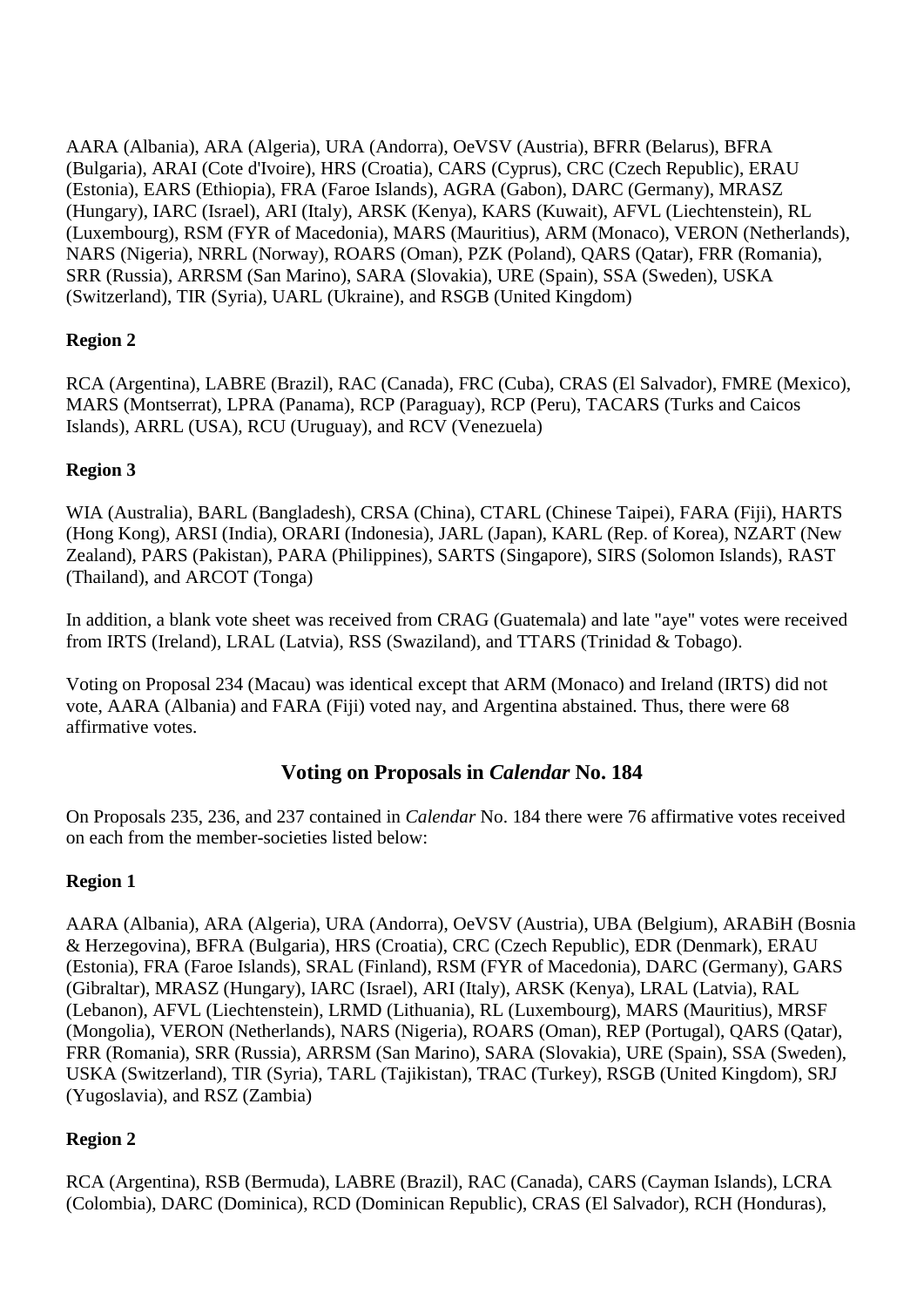AARA (Albania), ARA (Algeria), URA (Andorra), OeVSV (Austria), BFRR (Belarus), BFRA (Bulgaria), ARAI (Cote d'Ivoire), HRS (Croatia), CARS (Cyprus), CRC (Czech Republic), ERAU (Estonia), EARS (Ethiopia), FRA (Faroe Islands), AGRA (Gabon), DARC (Germany), MRASZ (Hungary), IARC (Israel), ARI (Italy), ARSK (Kenya), KARS (Kuwait), AFVL (Liechtenstein), RL (Luxembourg), RSM (FYR of Macedonia), MARS (Mauritius), ARM (Monaco), VERON (Netherlands), NARS (Nigeria), NRRL (Norway), ROARS (Oman), PZK (Poland), QARS (Qatar), FRR (Romania), SRR (Russia), ARRSM (San Marino), SARA (Slovakia), URE (Spain), SSA (Sweden), USKA (Switzerland), TIR (Syria), UARL (Ukraine), and RSGB (United Kingdom)

**Region 2**

RCA (Argentina), LABRE (Brazil), RAC (Canada), FRC (Cuba), CRAS (El Salvador), FMRE (Mexico), MARS (Montserrat), LPRA (Panama), RCP (Paraguay), RCP (Peru), TACARS (Turks and Caicos Islands), ARRL (USA), RCU (Uruguay), and RCV (Venezuela)

**Region 3**

WIA (Australia), BARL (Bangladesh), CRSA (China), CTARL (Chinese Taipei), FARA (Fiji), HARTS (Hong Kong), ARSI (India), ORARI (Indonesia), JARL (Japan), KARL (Rep. of Korea), NZART (New Zealand), PARS (Pakistan), PARA (Philippines), SARTS (Singapore), SIRS (Solomon Islands), RAST (Thailand), and ARCOT (Tonga)

In addition, a blank vote sheet was received from CRAG (Guatemala) and late "aye" votes were received from IRTS (Ireland), LRAL (Latvia), RSS (Swaziland), and TTARS (Trinidad & Tobago).

Voting on Proposal 234 (Macau) was identical except that ARM (Monaco) and Ireland (IRTS) did not vote, AARA (Albania) and FARA (Fiji) voted nay, and Argentina abstained. Thus, there were 68 affirmative votes.

## Voting on Proposals in *Calendar* No. 184

On Proposals 235, 236, and 237 contained in *Calendar* No. 184 there were 76 affirmative votes received on each from the member-societies listed below:

**Region 1**

AARA (Albania), ARA (Algeria), URA (Andorra), OeVSV (Austria), UBA (Belgium), ARABiH (Bosnia & Herzegovina), BFRA (Bulgaria), HRS (Croatia), CRC (Czech Republic), EDR (Denmark), ERAU (Estonia), FRA (Faroe Islands), SRAL (Finland), RSM (FYR of Macedonia), DARC (Germany), GARS (Gibraltar), MRASZ (Hungary), IARC (Israel), ARI (Italy), ARSK (Kenya), LRAL (Latvia), RAL (Lebanon), AFVL (Liechtenstein), LRMD (Lithuania), RL (Luxembourg), MARS (Mauritius), MRSF (Mongolia), VERON (Netherlands), NARS (Nigeria), ROARS (Oman), REP (Portugal), QARS (Qatar), FRR (Romania), SRR (Russia), ARRSM (San Marino), SARA (Slovakia), URE (Spain), SSA (Sweden), USKA (Switzerland), TIR (Syria), TARL (Tajikistan), TRAC (Turkey), RSGB (United Kingdom), SRJ (Yugoslavia), and RSZ (Zambia)

**Region 2**

RCA (Argentina), RSB (Bermuda), LABRE (Brazil), RAC (Canada), CARS (Cayman Islands), LCRA (Colombia), DARC (Dominica), RCD (Dominican Republic), CRAS (El Salvador), RCH (Honduras),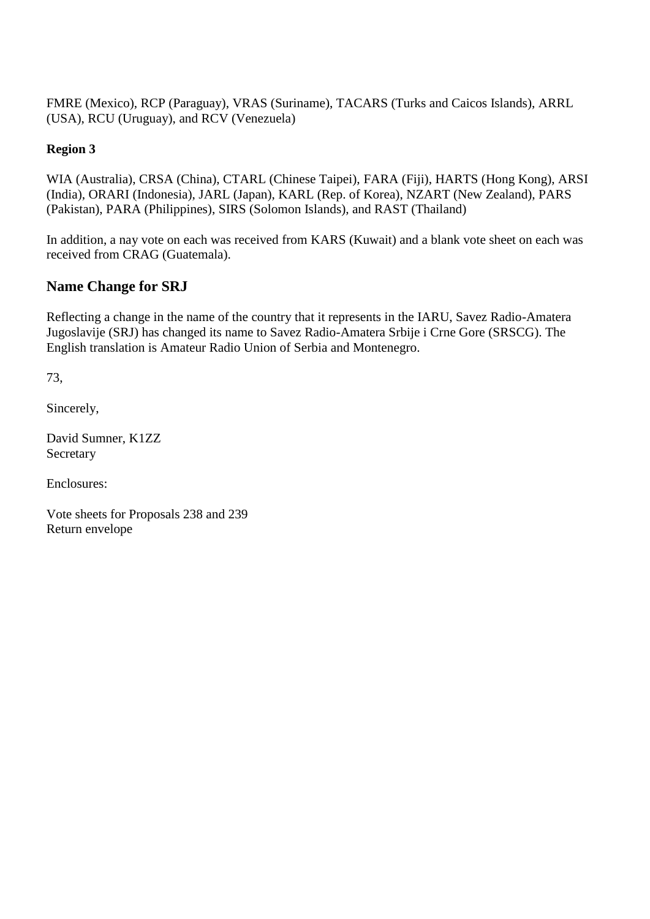FMRE (Mexico), RCP (Paraguay), VRAS (Suriname), TACARS (Turks and Caicos Islands), ARRL (USA), RCU (Uruguay), and RCV (Venezuela)

**Region 3**

WIA (Australia), CRSA (China), CTARL (Chinese Taipei), FARA (Fiji), HARTS (Hong Kong), ARSI (India), ORARI (Indonesia), JARL (Japan), KARL (Rep. of Korea), NZART (New Zealand), PARS (Pakistan), PARA (Philippines), SIRS (Solomon Islands), and RAST (Thailand)

In addition, a nay vote on each was received from KARS (Kuwait) and a blank vote sheet on each was received from CRAG (Guatemala).

## Name Change for SRJ

Reflecting a change in the name of the country that it represents in the IARU, Savez Radio-Amatera Jugoslavije (SRJ) has changed its name to Savez Radio-Amatera Srbije i Crne Gore (SRSCG). The English translation is Amateur Radio Union of Serbia and Montenegro.

73,

Sincerely,

David Sumner, K1ZZ
Secretary

Enclosures:

Vote sheets for Proposals 238 and 239
Return envelope